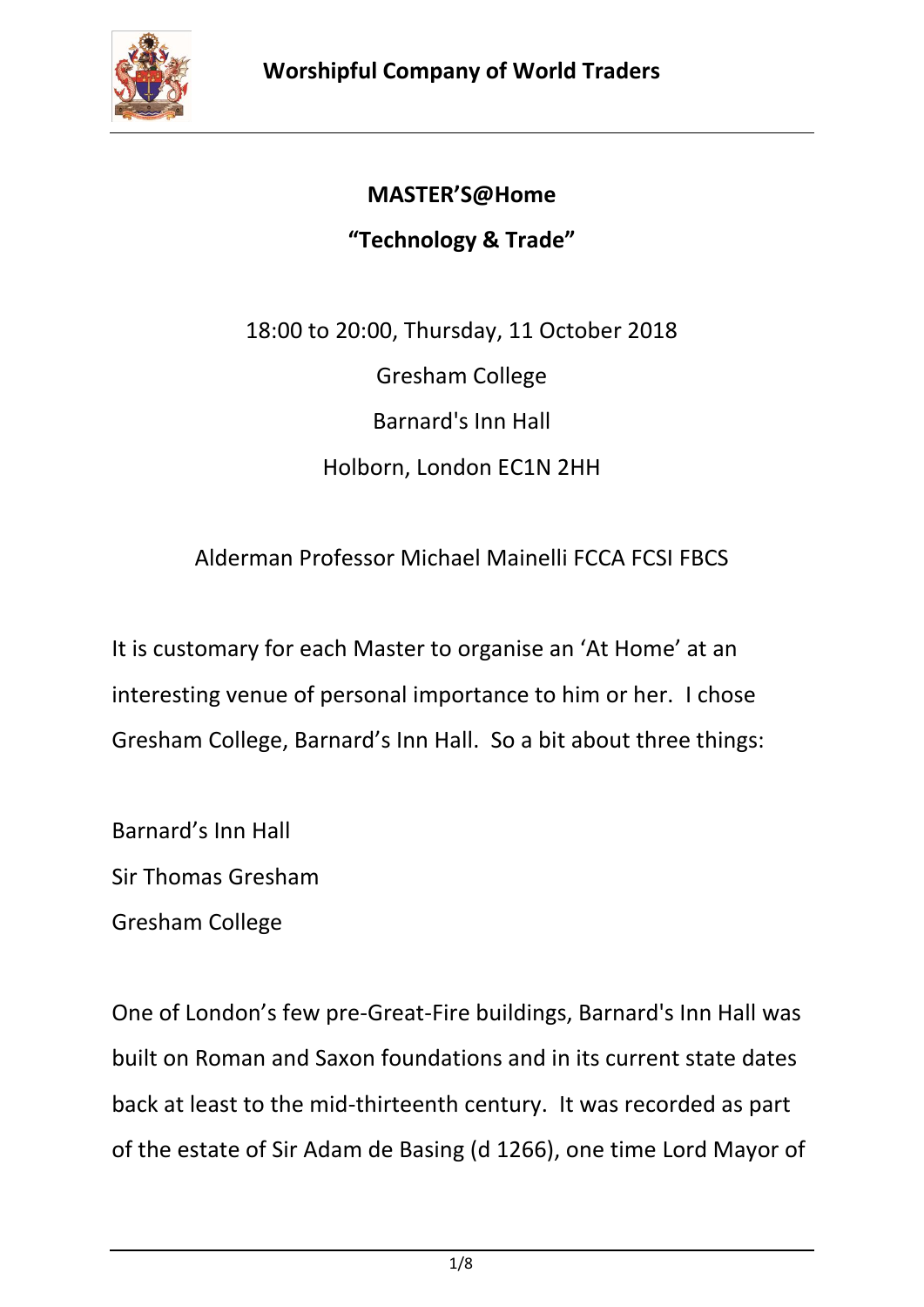**MASTER'S@Home**

**"Technology & Trade"**

18:00 to 20:00, Thursday, 11 October 2018

Gresham College

Barnard's Inn Hall

Holborn, London EC1N 2HH

Alderman Professor Michael Mainelli FCCA FCSI FBCS

It is customary for each Master to organise an 'At Home' at an interesting venue of personal importance to him or her. I chose Gresham College, Barnard's Inn Hall. So a bit about three things:

Barnard's Inn Hall
Sir Thomas Gresham
Gresham College

One of London's few pre-Great-Fire buildings, Barnard's Inn Hall was built on Roman and Saxon foundations and in its current state dates back at least to the mid-thirteenth century. It was recorded as part of the estate of Sir Adam de Basing (d 1266), one time Lord Mayor of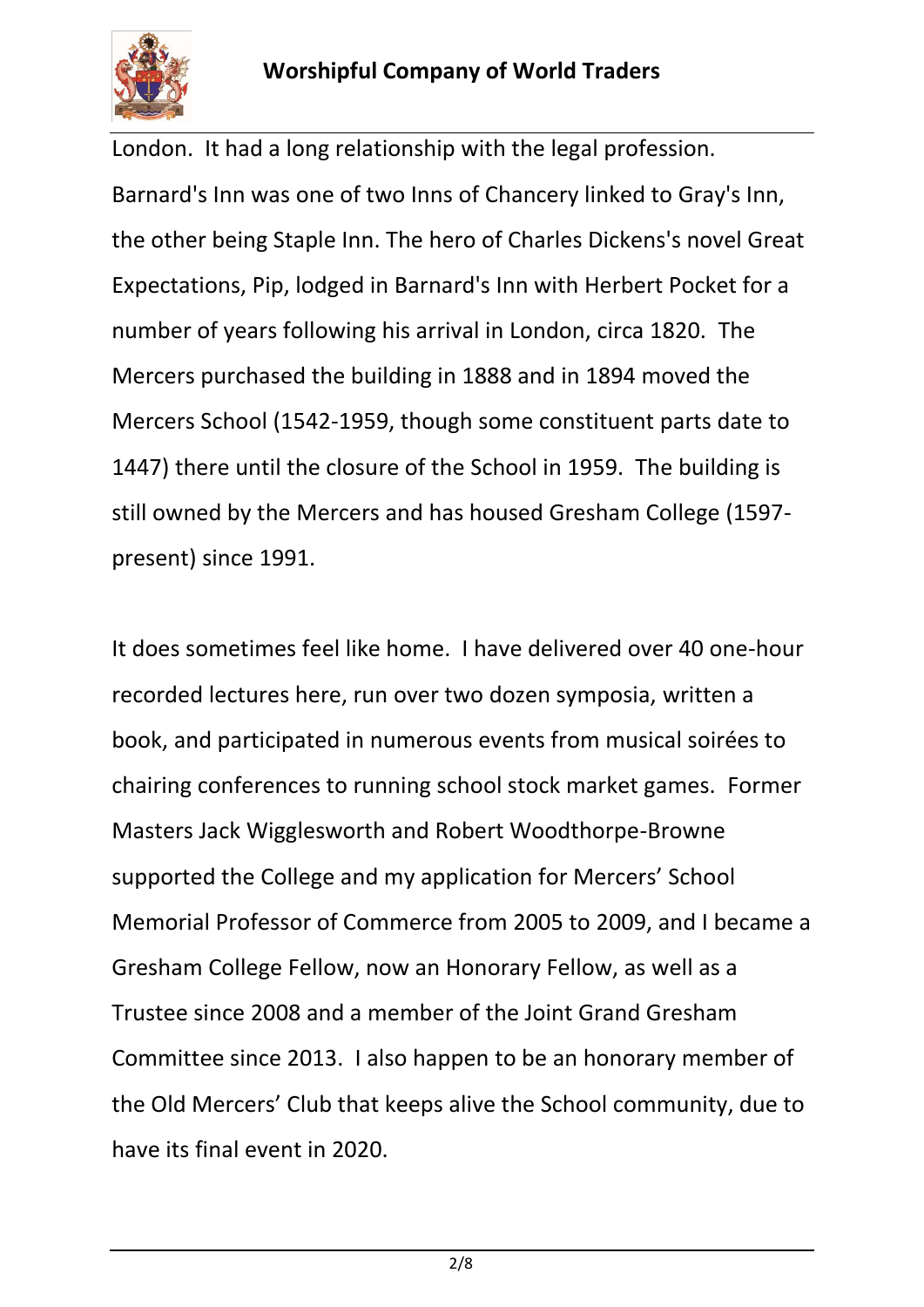London. It had a long relationship with the legal profession. Barnard's Inn was one of two Inns of Chancery linked to Gray's Inn, the other being Staple Inn. The hero of Charles Dickens's novel Great Expectations, Pip, lodged in Barnard's Inn with Herbert Pocket for a number of years following his arrival in London, circa 1820. The Mercers purchased the building in 1888 and in 1894 moved the Mercers School (1542-1959, though some constituent parts date to 1447) there until the closure of the School in 1959. The building is still owned by the Mercers and has housed Gresham College (1597-present) since 1991.

It does sometimes feel like home. I have delivered over 40 one-hour recorded lectures here, run over two dozen symposia, written a book, and participated in numerous events from musical soirées to chairing conferences to running school stock market games. Former Masters Jack Wigglesworth and Robert Woodthorpe-Browne supported the College and my application for Mercers' School Memorial Professor of Commerce from 2005 to 2009, and I became a Gresham College Fellow, now an Honorary Fellow, as well as a Trustee since 2008 and a member of the Joint Grand Gresham Committee since 2013. I also happen to be an honorary member of the Old Mercers' Club that keeps alive the School community, due to have its final event in 2020.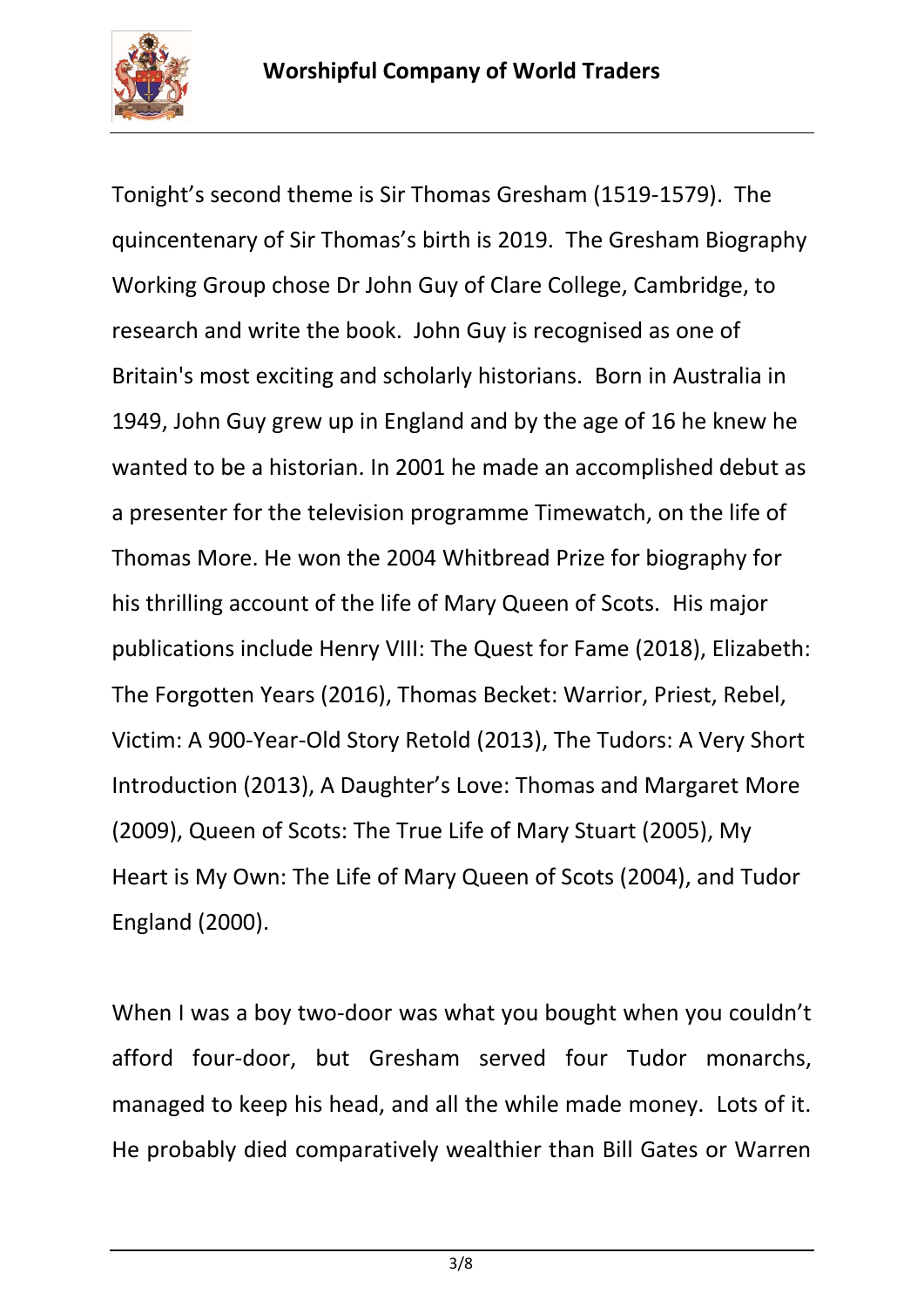Tonight's second theme is Sir Thomas Gresham (1519-1579). The quincentenary of Sir Thomas's birth is 2019. The Gresham Biography Working Group chose Dr John Guy of Clare College, Cambridge, to research and write the book. John Guy is recognised as one of Britain's most exciting and scholarly historians. Born in Australia in 1949, John Guy grew up in England and by the age of 16 he knew he wanted to be a historian. In 2001 he made an accomplished debut as a presenter for the television programme Timewatch, on the life of Thomas More. He won the 2004 Whitbread Prize for biography for his thrilling account of the life of Mary Queen of Scots. His major publications include Henry VIII: The Quest for Fame (2018), Elizabeth: The Forgotten Years (2016), Thomas Becket: Warrior, Priest, Rebel, Victim: A 900-Year-Old Story Retold (2013), The Tudors: A Very Short Introduction (2013), A Daughter's Love: Thomas and Margaret More (2009), Queen of Scots: The True Life of Mary Stuart (2005), My Heart is My Own: The Life of Mary Queen of Scots (2004), and Tudor England (2000).

When I was a boy two-door was what you bought when you couldn't afford four-door, but Gresham served four Tudor monarchs, managed to keep his head, and all the while made money. Lots of it. He probably died comparatively wealthier than Bill Gates or Warren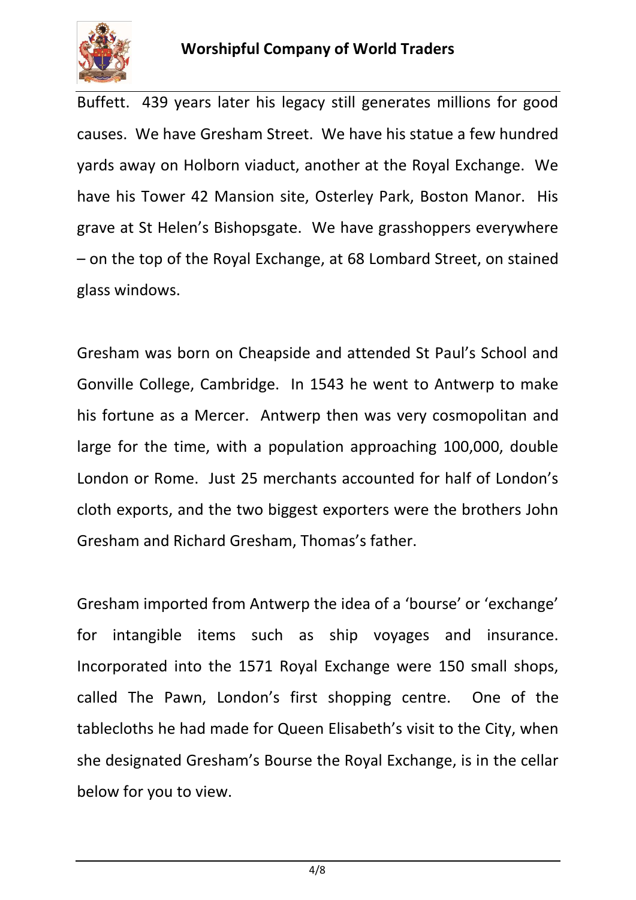Buffett. 439 years later his legacy still generates millions for good causes. We have Gresham Street. We have his statue a few hundred yards away on Holborn viaduct, another at the Royal Exchange. We have his Tower 42 Mansion site, Osterley Park, Boston Manor. His grave at St Helen's Bishopsgate. We have grasshoppers everywhere – on the top of the Royal Exchange, at 68 Lombard Street, on stained glass windows.

Gresham was born on Cheapside and attended St Paul's School and Gonville College, Cambridge. In 1543 he went to Antwerp to make his fortune as a Mercer. Antwerp then was very cosmopolitan and large for the time, with a population approaching 100,000, double London or Rome. Just 25 merchants accounted for half of London's cloth exports, and the two biggest exporters were the brothers John Gresham and Richard Gresham, Thomas's father.

Gresham imported from Antwerp the idea of a 'bourse' or 'exchange' for intangible items such as ship voyages and insurance. Incorporated into the 1571 Royal Exchange were 150 small shops, called The Pawn, London's first shopping centre. One of the tablecloths he had made for Queen Elisabeth's visit to the City, when she designated Gresham's Bourse the Royal Exchange, is in the cellar below for you to view.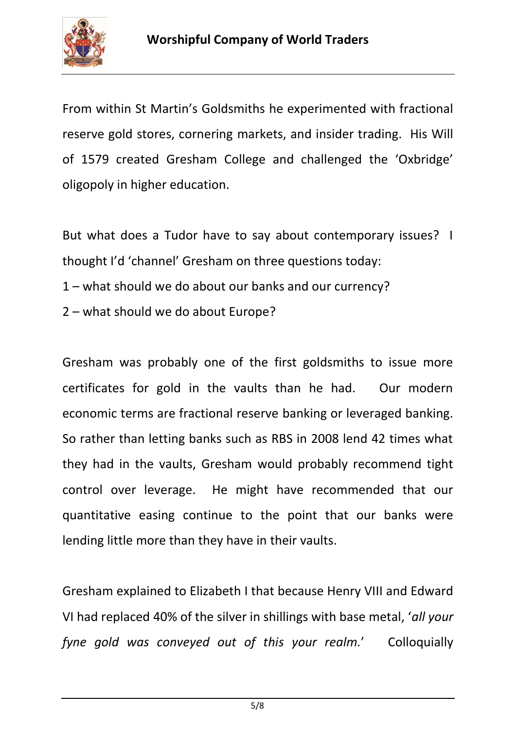From within St Martin's Goldsmiths he experimented with fractional reserve gold stores, cornering markets, and insider trading. His Will of 1579 created Gresham College and challenged the 'Oxbridge' oligopoly in higher education.

But what does a Tudor have to say about contemporary issues? I thought I'd 'channel' Gresham on three questions today:

1 – what should we do about our banks and our currency?

2 – what should we do about Europe?

Gresham was probably one of the first goldsmiths to issue more certificates for gold in the vaults than he had. Our modern economic terms are fractional reserve banking or leveraged banking. So rather than letting banks such as RBS in 2008 lend 42 times what they had in the vaults, Gresham would probably recommend tight control over leverage. He might have recommended that our quantitative easing continue to the point that our banks were lending little more than they have in their vaults.

Gresham explained to Elizabeth I that because Henry VIII and Edward VI had replaced 40% of the silver in shillings with base metal, '*all your fyne gold was conveyed out of this your realm.*' Colloquially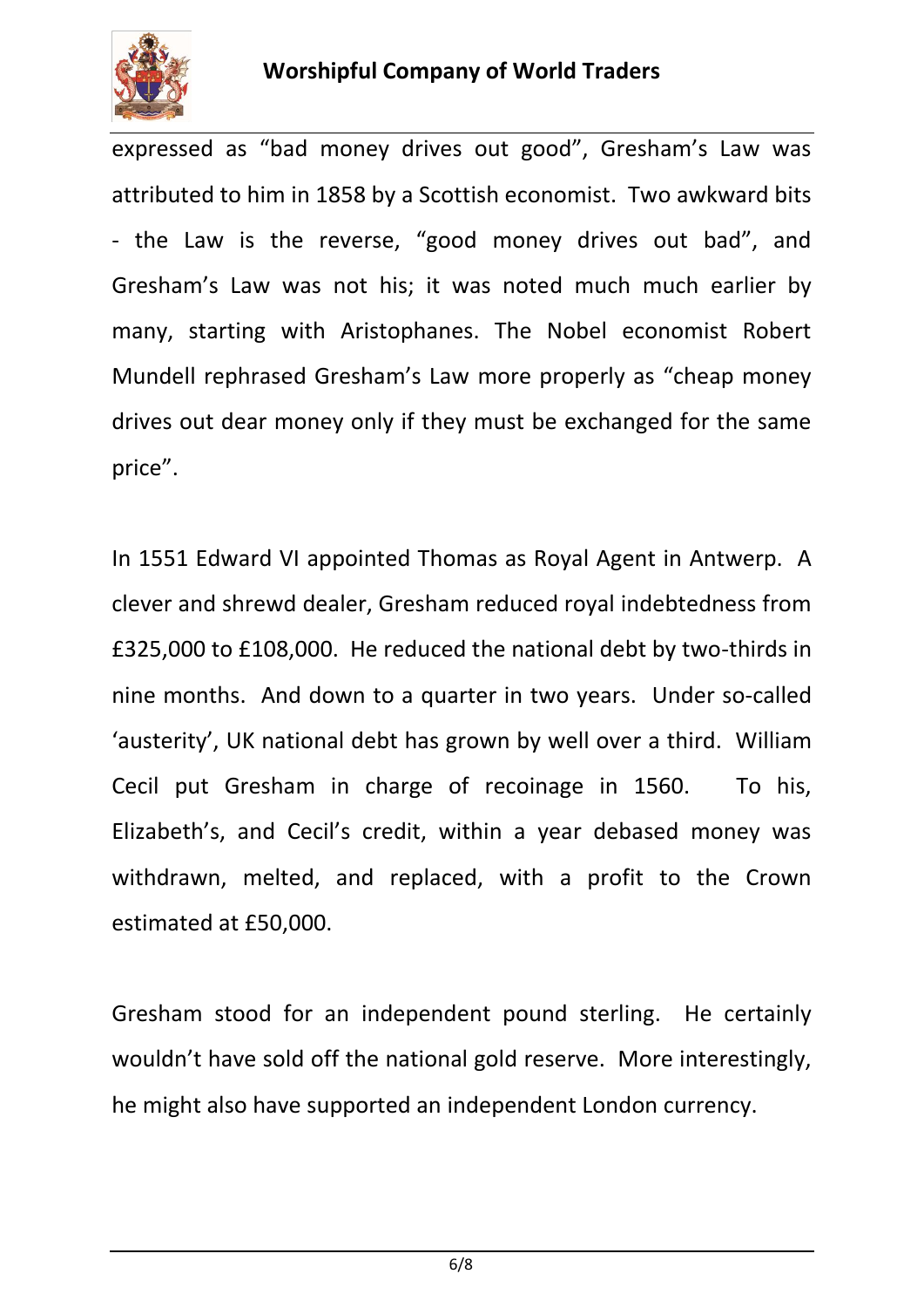expressed as "bad money drives out good", Gresham's Law was attributed to him in 1858 by a Scottish economist. Two awkward bits - the Law is the reverse, "good money drives out bad", and Gresham's Law was not his; it was noted much much earlier by many, starting with Aristophanes. The Nobel economist Robert Mundell rephrased Gresham's Law more properly as "cheap money drives out dear money only if they must be exchanged for the same price".

In 1551 Edward VI appointed Thomas as Royal Agent in Antwerp. A clever and shrewd dealer, Gresham reduced royal indebtedness from £325,000 to £108,000. He reduced the national debt by two-thirds in nine months. And down to a quarter in two years. Under so-called 'austerity', UK national debt has grown by well over a third. William Cecil put Gresham in charge of recoinage in 1560. To his, Elizabeth's, and Cecil's credit, within a year debased money was withdrawn, melted, and replaced, with a profit to the Crown estimated at £50,000.

Gresham stood for an independent pound sterling. He certainly wouldn't have sold off the national gold reserve. More interestingly, he might also have supported an independent London currency.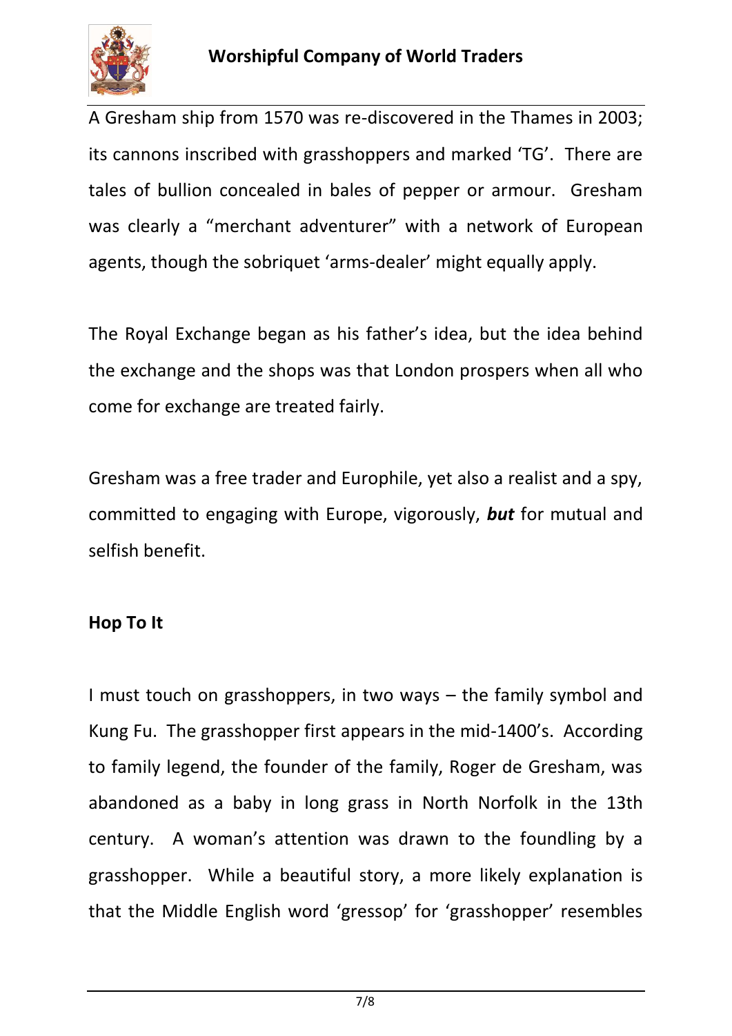A Gresham ship from 1570 was re-discovered in the Thames in 2003; its cannons inscribed with grasshoppers and marked 'TG'. There are tales of bullion concealed in bales of pepper or armour. Gresham was clearly a "merchant adventurer" with a network of European agents, though the sobriquet 'arms-dealer' might equally apply.

The Royal Exchange began as his father's idea, but the idea behind the exchange and the shops was that London prospers when all who come for exchange are treated fairly.

Gresham was a free trader and Europhile, yet also a realist and a spy, committed to engaging with Europe, vigorously, ***but*** for mutual and selfish benefit.

## Hop To It

I must touch on grasshoppers, in two ways – the family symbol and Kung Fu. The grasshopper first appears in the mid-1400's. According to family legend, the founder of the family, Roger de Gresham, was abandoned as a baby in long grass in North Norfolk in the 13th century. A woman's attention was drawn to the foundling by a grasshopper. While a beautiful story, a more likely explanation is that the Middle English word 'gressop' for 'grasshopper' resembles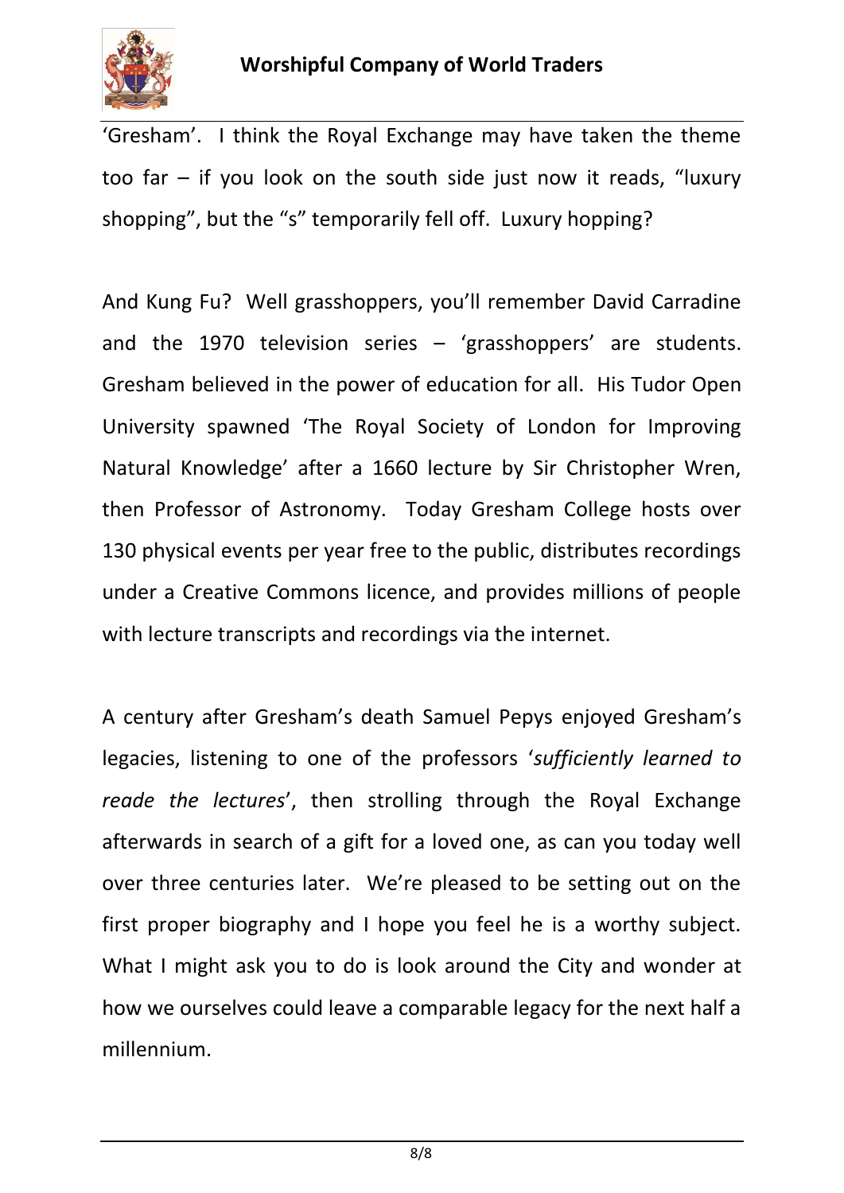'Gresham'. I think the Royal Exchange may have taken the theme too far – if you look on the south side just now it reads, "luxury shopping", but the "s" temporarily fell off. Luxury hopping?

And Kung Fu? Well grasshoppers, you'll remember David Carradine and the 1970 television series – 'grasshoppers' are students. Gresham believed in the power of education for all. His Tudor Open University spawned 'The Royal Society of London for Improving Natural Knowledge' after a 1660 lecture by Sir Christopher Wren, then Professor of Astronomy. Today Gresham College hosts over 130 physical events per year free to the public, distributes recordings under a Creative Commons licence, and provides millions of people with lecture transcripts and recordings via the internet.

A century after Gresham's death Samuel Pepys enjoyed Gresham's legacies, listening to one of the professors '*sufficiently learned to reade the lectures*', then strolling through the Royal Exchange afterwards in search of a gift for a loved one, as can you today well over three centuries later. We're pleased to be setting out on the first proper biography and I hope you feel he is a worthy subject. What I might ask you to do is look around the City and wonder at how we ourselves could leave a comparable legacy for the next half a millennium.